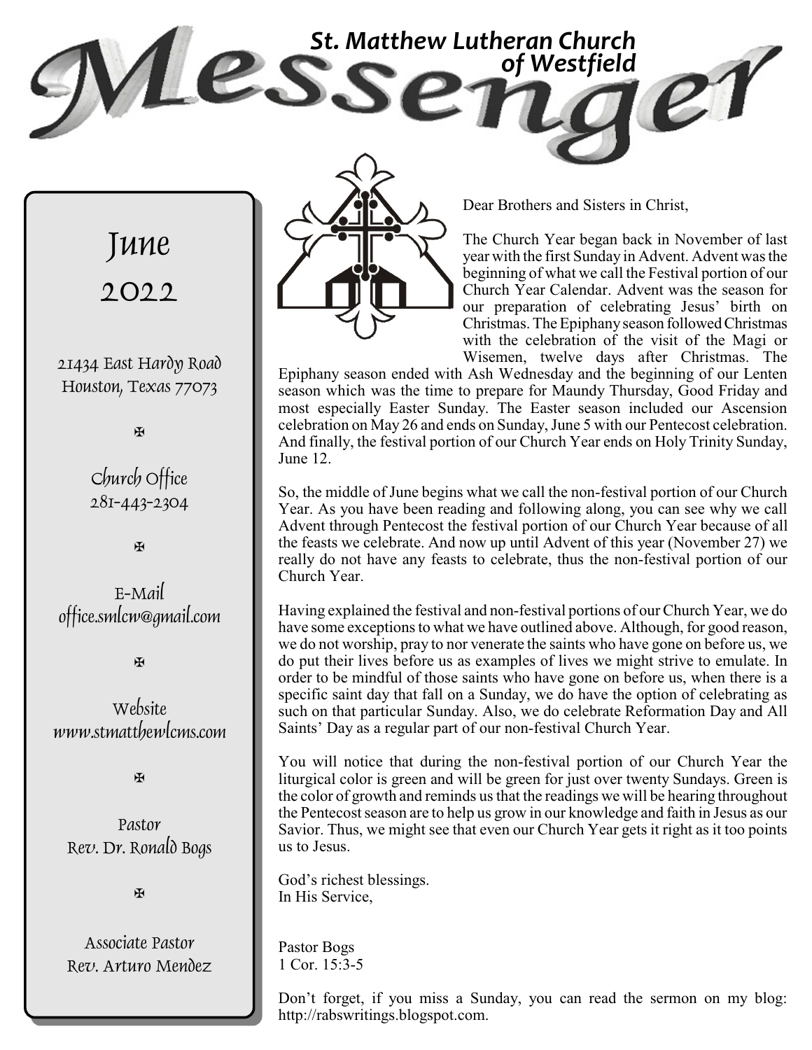# Messenger

## St. Matthew Lutheran Church of Westfield

**June 2022**

21434 East Hardy Road
Houston, Texas 77073

✠

Church Office
281-443-2304

✠

E-Mail
office.smlcw@gmail.com

✠

Website
www.stmatthewlcms.com

✠

Pastor
Rev. Dr. Ronald Bogs

✠

Associate Pastor
Rev. Arturo Mendez

---

Dear Brothers and Sisters in Christ,

The Church Year began back in November of last year with the first Sunday in Advent. Advent was the beginning of what we call the Festival portion of our Church Year Calendar. Advent was the season for our preparation of celebrating Jesus' birth on Christmas. The Epiphany season followed Christmas with the celebration of the visit of the Magi or Wisemen, twelve days after Christmas. The Epiphany season ended with Ash Wednesday and the beginning of our Lenten season which was the time to prepare for Maundy Thursday, Good Friday and most especially Easter Sunday. The Easter season included our Ascension celebration on May 26 and ends on Sunday, June 5 with our Pentecost celebration. And finally, the festival portion of our Church Year ends on Holy Trinity Sunday, June 12.

So, the middle of June begins what we call the non-festival portion of our Church Year. As you have been reading and following along, you can see why we call Advent through Pentecost the festival portion of our Church Year because of all the feasts we celebrate. And now up until Advent of this year (November 27) we really do not have any feasts to celebrate, thus the non-festival portion of our Church Year.

Having explained the festival and non-festival portions of our Church Year, we do have some exceptions to what we have outlined above. Although, for good reason, we do not worship, pray to nor venerate the saints who have gone on before us, we do put their lives before us as examples of lives we might strive to emulate. In order to be mindful of those saints who have gone on before us, when there is a specific saint day that fall on a Sunday, we do have the option of celebrating as such on that particular Sunday. Also, we do celebrate Reformation Day and All Saints' Day as a regular part of our non-festival Church Year.

You will notice that during the non-festival portion of our Church Year the liturgical color is green and will be green for just over twenty Sundays. Green is the color of growth and reminds us that the readings we will be hearing throughout the Pentecost season are to help us grow in our knowledge and faith in Jesus as our Savior. Thus, we might see that even our Church Year gets it right as it too points us to Jesus.

God's richest blessings.
In His Service,

Pastor Bogs
1 Cor. 15:3-5

Don't forget, if you miss a Sunday, you can read the sermon on my blog: http://rabswritings.blogspot.com.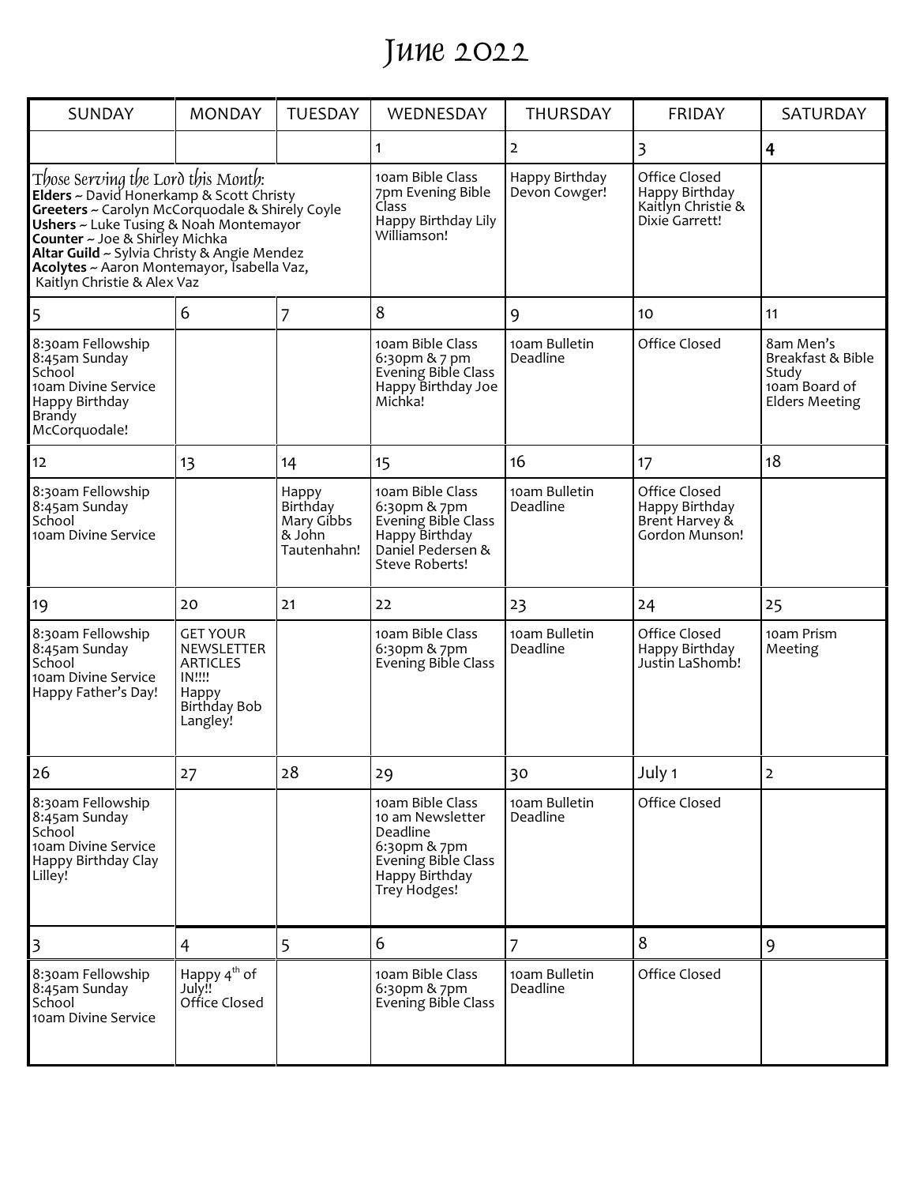# June 2022

| SUNDAY | MONDAY | TUESDAY | WEDNESDAY | THURSDAY | FRIDAY | SATURDAY |
|---|---|---|---|---|---|---|
| | | | 1 | 2 | 3 | 4 |
| *Those Serving the Lord this Month:* **Elders** ~ David Honerkamp & Scott Christy **Greeters** ~ Carolyn McCorquodale & Shirely Coyle **Ushers** ~ Luke Tusing & Noah Montemayor **Counter** ~ Joe & Shirley Michka **Altar Guild** ~ Sylvia Christy & Angie Mendez **Acolytes** ~ Aaron Montemayor, Isabella Vaz, Kaitlyn Christie & Alex Vaz | | | 10am Bible Class 7pm Evening Bible Class Happy Birthday Lily Williamson! | Happy Birthday Devon Cowger! | Office Closed Happy Birthday Kaitlyn Christie & Dixie Garrett! | |
| 5 | 6 | 7 | 8 | 9 | 10 | 11 |
| 8:30am Fellowship 8:45am Sunday School 10am Divine Service Happy Birthday Brandy McCorquodale! | | | 10am Bible Class 6:30pm & 7 pm Evening Bible Class Happy Birthday Joe Michka! | 10am Bulletin Deadline | Office Closed | 8am Men's Breakfast & Bible Study 10am Board of Elders Meeting |
| 12 | 13 | 14 | 15 | 16 | 17 | 18 |
| 8:30am Fellowship 8:45am Sunday School 10am Divine Service | | Happy Birthday Mary Gibbs & John Tautenhahn! | 10am Bible Class 6:30pm & 7pm Evening Bible Class Happy Birthday Daniel Pedersen & Steve Roberts! | 10am Bulletin Deadline | Office Closed Happy Birthday Brent Harvey & Gordon Munson! | |
| 19 | 20 | 21 | 22 | 23 | 24 | 25 |
| 8:30am Fellowship 8:45am Sunday School 10am Divine Service Happy Father's Day! | GET YOUR NEWSLETTER ARTICLES IN!!!! Happy Birthday Bob Langley! | | 10am Bible Class 6:30pm & 7pm Evening Bible Class | 10am Bulletin Deadline | Office Closed Happy Birthday Justin LaShomb! | 10am Prism Meeting |
| 26 | 27 | 28 | 29 | 30 | July 1 | 2 |
| 8:30am Fellowship 8:45am Sunday School 10am Divine Service Happy Birthday Clay Lilley! | | | 10am Bible Class 10 am Newsletter Deadline 6:30pm & 7pm Evening Bible Class Happy Birthday Trey Hodges! | 10am Bulletin Deadline | Office Closed | |
| 3 | 4 | 5 | 6 | 7 | 8 | 9 |
| 8:30am Fellowship 8:45am Sunday School 10am Divine Service | Happy 4th of July!! Office Closed | | 10am Bible Class 6:30pm & 7pm Evening Bible Class | 10am Bulletin Deadline | Office Closed | |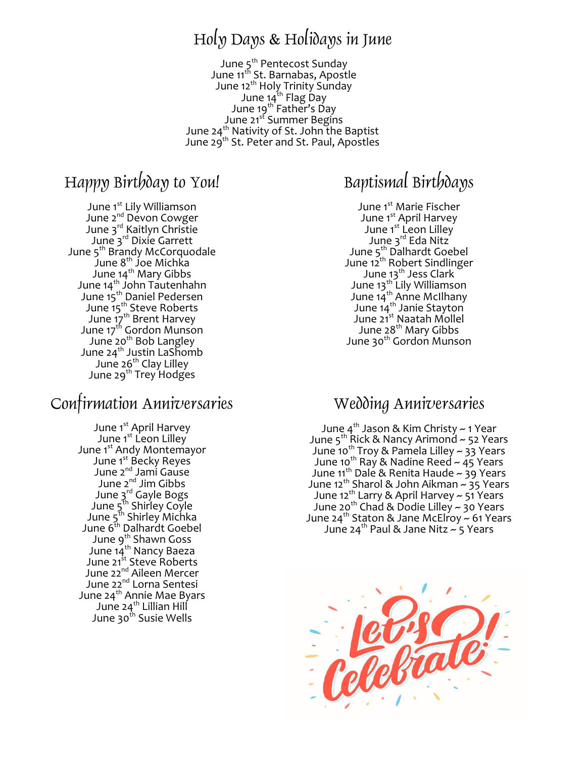# Holy Days & Holidays in June

June 5th Pentecost Sunday
June 11th St. Barnabas, Apostle
June 12th Holy Trinity Sunday
June 14th Flag Day
June 19th Father's Day
June 21st Summer Begins
June 24th Nativity of St. John the Baptist
June 29th St. Peter and St. Paul, Apostles

## Happy Birthday to You!

June 1st Lily Williamson
June 2nd Devon Cowger
June 3rd Kaitlyn Christie
June 3rd Dixie Garrett
June 5th Brandy McCorquodale
June 8th Joe Michka
June 14th Mary Gibbs
June 14th John Tautenhahn
June 15th Daniel Pedersen
June 15th Steve Roberts
June 17th Brent Harvey
June 17th Gordon Munson
June 20th Bob Langley
June 24th Justin LaShomb
June 26th Clay Lilley
June 29th Trey Hodges

## Confirmation Anniversaries

June 1st April Harvey
June 1st Leon Lilley
June 1st Andy Montemayor
June 1st Becky Reyes
June 2nd Jami Gause
June 2nd Jim Gibbs
June 3rd Gayle Bogs
June 5th Shirley Coyle
June 5th Shirley Michka
June 6th Dalhardt Goebel
June 9th Shawn Goss
June 14th Nancy Baeza
June 21st Steve Roberts
June 22nd Aileen Mercer
June 22nd Lorna Sentesi
June 24th Annie Mae Byars
June 24th Lillian Hill
June 30th Susie Wells

## Baptismal Birthdays

June 1st Marie Fischer
June 1st April Harvey
June 1st Leon Lilley
June 3rd Eda Nitz
June 5th Dalhardt Goebel
June 12th Robert Sindlinger
June 13th Jess Clark
June 13th Lily Williamson
June 14th Anne McIlhany
June 14th Janie Stayton
June 21st Naatah Mollel
June 28th Mary Gibbs
June 30th Gordon Munson

## Wedding Anniversaries

June 4th Jason & Kim Christy ~ 1 Year
June 5th Rick & Nancy Arimond ~ 52 Years
June 10th Troy & Pamela Lilley ~ 33 Years
June 10th Ray & Nadine Reed ~ 45 Years
June 11th Dale & Renita Haude ~ 39 Years
June 12th Sharol & John Aikman ~ 35 Years
June 12th Larry & April Harvey ~ 51 Years
June 20th Chad & Dodie Lilley ~ 30 Years
June 24th Staton & Jane McElroy ~ 61 Years
June 24th Paul & Jane Nitz ~ 5 Years

Let's Celebrate!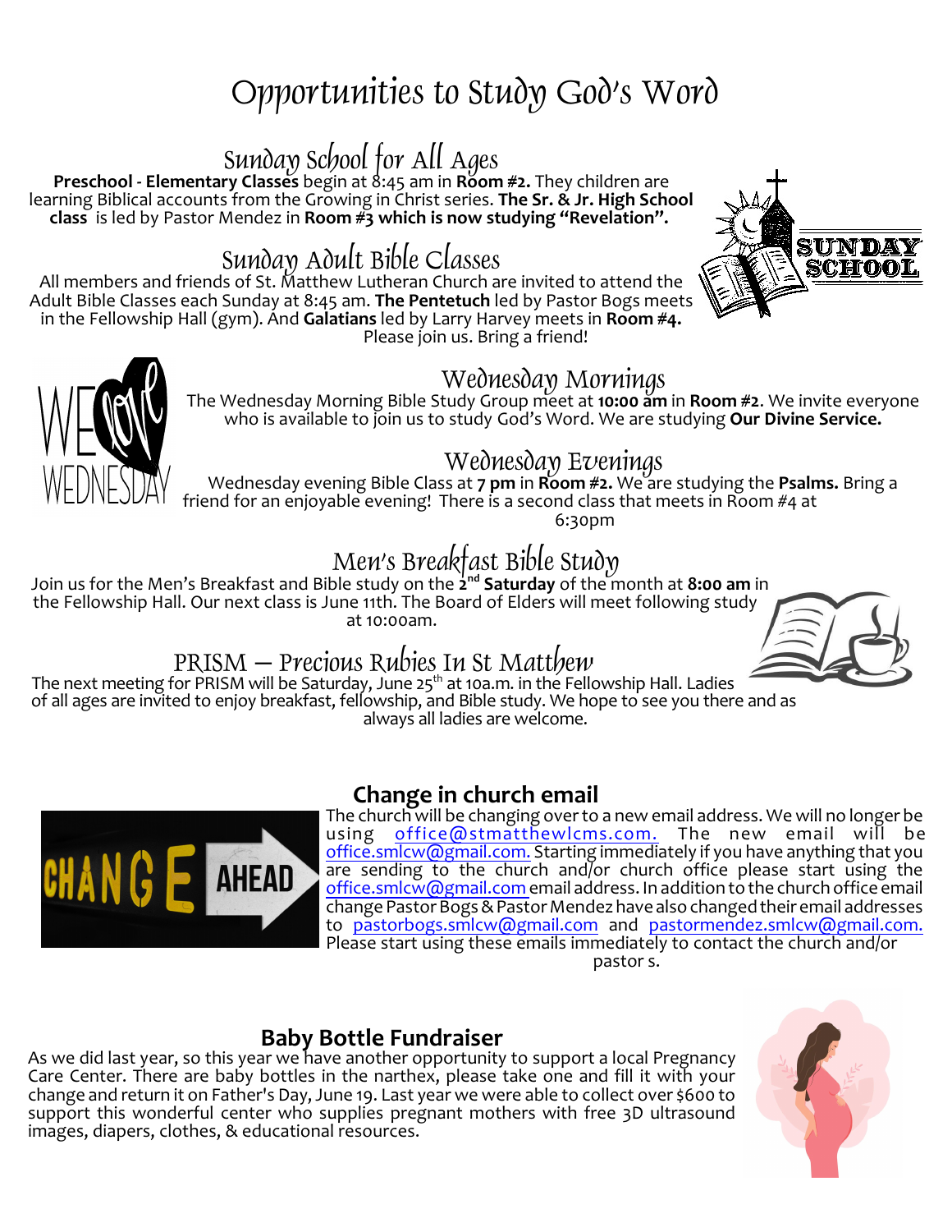# Opportunities to Study God's Word

## Sunday School for All Ages

**Preschool - Elementary Classes** begin at 8:45 am in **Room #2.** They children are learning Biblical accounts from the Growing in Christ series. **The Sr. & Jr. High School class** is led by Pastor Mendez in **Room #3 which is now studying "Revelation".**

## Sunday Adult Bible Classes

All members and friends of St. Matthew Lutheran Church are invited to attend the Adult Bible Classes each Sunday at 8:45 am. **The Pentetuch** led by Pastor Bogs meets in the Fellowship Hall (gym). And **Galatians** led by Larry Harvey meets in **Room #4.** Please join us. Bring a friend!

## Wednesday Mornings

The Wednesday Morning Bible Study Group meet at **10:00 am** in **Room #2**. We invite everyone who is available to join us to study God's Word. We are studying **Our Divine Service.**

## Wednesday Evenings

Wednesday evening Bible Class at **7 pm** in **Room #2.** We are studying the **Psalms.** Bring a friend for an enjoyable evening! There is a second class that meets in Room #4 at 6:30pm

## Men's Breakfast Bible Study

Join us for the Men's Breakfast and Bible study on the **2nd Saturday** of the month at **8:00 am** in the Fellowship Hall. Our next class is June 11th. The Board of Elders will meet following study at 10:00am.

## PRISM — Precious Rubies In St Matthew

The next meeting for PRISM will be Saturday, June 25th at 10a.m. in the Fellowship Hall. Ladies of all ages are invited to enjoy breakfast, fellowship, and Bible study. We hope to see you there and as always all ladies are welcome.

## Change in church email

The church will be changing over to a new email address. We will no longer be using office@stmatthewlcms.com. The new email will be office.smlcw@gmail.com. Starting immediately if you have anything that you are sending to the church and/or church office please start using the office.smlcw@gmail.com email address. In addition to the church office email change Pastor Bogs & Pastor Mendez have also changed their email addresses to pastorbogs.smlcw@gmail.com and pastormendez.smlcw@gmail.com. Please start using these emails immediately to contact the church and/or pastor s.

## Baby Bottle Fundraiser

As we did last year, so this year we have another opportunity to support a local Pregnancy Care Center. There are baby bottles in the narthex, please take one and fill it with your change and return it on Father's Day, June 19. Last year we were able to collect over $600 to support this wonderful center who supplies pregnant mothers with free 3D ultrasound images, diapers, clothes, & educational resources.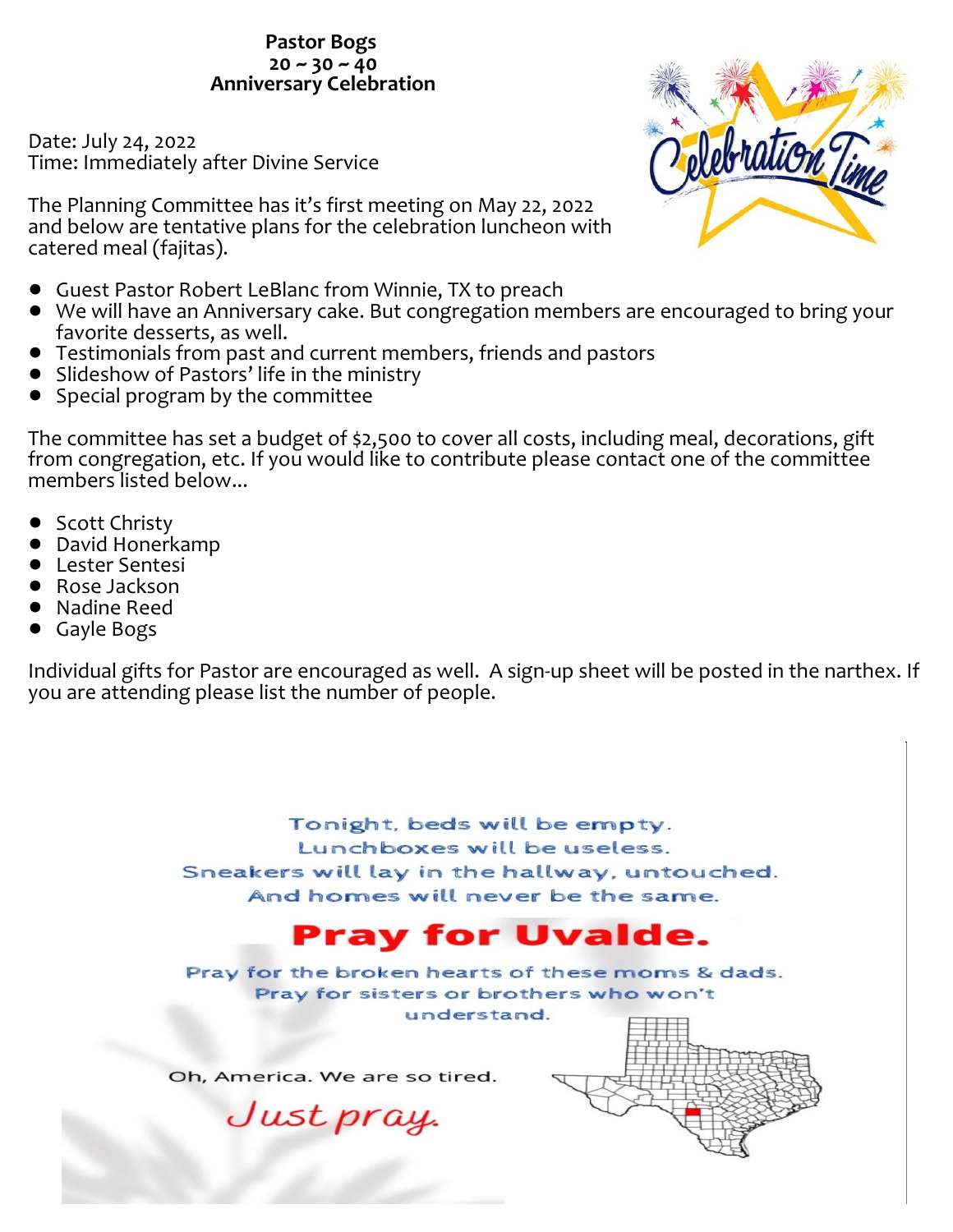**Pastor Bogs**
**20 ~ 30 ~ 40**
**Anniversary Celebration**

Date: July 24, 2022
Time: Immediately after Divine Service

The Planning Committee has it's first meeting on May 22, 2022 and below are tentative plans for the celebration luncheon with catered meal (fajitas).

- Guest Pastor Robert LeBlanc from Winnie, TX to preach
- We will have an Anniversary cake. But congregation members are encouraged to bring your favorite desserts, as well.
- Testimonials from past and current members, friends and pastors
- Slideshow of Pastors' life in the ministry
- Special program by the committee

The committee has set a budget of $2,500 to cover all costs, including meal, decorations, gift from congregation, etc. If you would like to contribute please contact one of the committee members listed below...

- Scott Christy
- David Honerkamp
- Lester Sentesi
- Rose Jackson
- Nadine Reed
- Gayle Bogs

Individual gifts for Pastor are encouraged as well. A sign-up sheet will be posted in the narthex. If you are attending please list the number of people.

Tonight, beds will be empty.
Lunchboxes will be useless.
Sneakers will lay in the hallway, untouched.
And homes will never be the same.

**Pray for Uvalde.**

Pray for the broken hearts of these moms & dads.
Pray for sisters or brothers who won't understand.

Oh, America. We are so tired.

*Just pray.*